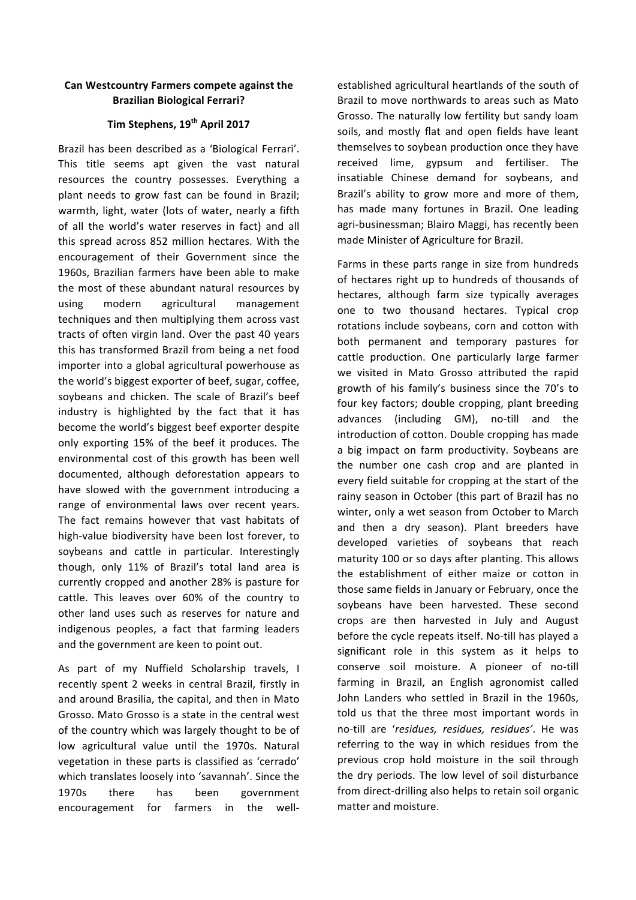# Can Westcountry Farmers compete against the Brazilian Biological Ferrari?

**Tim Stephens, 19th April 2017**

Brazil has been described as a 'Biological Ferrari'. This title seems apt given the vast natural resources the country possesses. Everything a plant needs to grow fast can be found in Brazil; warmth, light, water (lots of water, nearly a fifth of all the world's water reserves in fact) and all this spread across 852 million hectares. With the encouragement of their Government since the 1960s, Brazilian farmers have been able to make the most of these abundant natural resources by using modern agricultural management techniques and then multiplying them across vast tracts of often virgin land. Over the past 40 years this has transformed Brazil from being a net food importer into a global agricultural powerhouse as the world's biggest exporter of beef, sugar, coffee, soybeans and chicken. The scale of Brazil's beef industry is highlighted by the fact that it has become the world's biggest beef exporter despite only exporting 15% of the beef it produces. The environmental cost of this growth has been well documented, although deforestation appears to have slowed with the government introducing a range of environmental laws over recent years. The fact remains however that vast habitats of high-value biodiversity have been lost forever, to soybeans and cattle in particular. Interestingly though, only 11% of Brazil's total land area is currently cropped and another 28% is pasture for cattle. This leaves over 60% of the country to other land uses such as reserves for nature and indigenous peoples, a fact that farming leaders and the government are keen to point out.

As part of my Nuffield Scholarship travels, I recently spent 2 weeks in central Brazil, firstly in and around Brasilia, the capital, and then in Mato Grosso. Mato Grosso is a state in the central west of the country which was largely thought to be of low agricultural value until the 1970s. Natural vegetation in these parts is classified as 'cerrado' which translates loosely into 'savannah'. Since the 1970s there has been government encouragement for farmers in the well-established agricultural heartlands of the south of Brazil to move northwards to areas such as Mato Grosso. The naturally low fertility but sandy loam soils, and mostly flat and open fields have leant themselves to soybean production once they have received lime, gypsum and fertiliser. The insatiable Chinese demand for soybeans, and Brazil's ability to grow more and more of them, has made many fortunes in Brazil. One leading agri-businessman; Blairo Maggi, has recently been made Minister of Agriculture for Brazil.

Farms in these parts range in size from hundreds of hectares right up to hundreds of thousands of hectares, although farm size typically averages one to two thousand hectares. Typical crop rotations include soybeans, corn and cotton with both permanent and temporary pastures for cattle production. One particularly large farmer we visited in Mato Grosso attributed the rapid growth of his family's business since the 70's to four key factors; double cropping, plant breeding advances (including GM), no-till and the introduction of cotton. Double cropping has made a big impact on farm productivity. Soybeans are the number one cash crop and are planted in every field suitable for cropping at the start of the rainy season in October (this part of Brazil has no winter, only a wet season from October to March and then a dry season). Plant breeders have developed varieties of soybeans that reach maturity 100 or so days after planting. This allows the establishment of either maize or cotton in those same fields in January or February, once the soybeans have been harvested. These second crops are then harvested in July and August before the cycle repeats itself. No-till has played a significant role in this system as it helps to conserve soil moisture. A pioneer of no-till farming in Brazil, an English agronomist called John Landers who settled in Brazil in the 1960s, told us that the three most important words in no-till are '*residues, residues, residues'*. He was referring to the way in which residues from the previous crop hold moisture in the soil through the dry periods. The low level of soil disturbance from direct-drilling also helps to retain soil organic matter and moisture.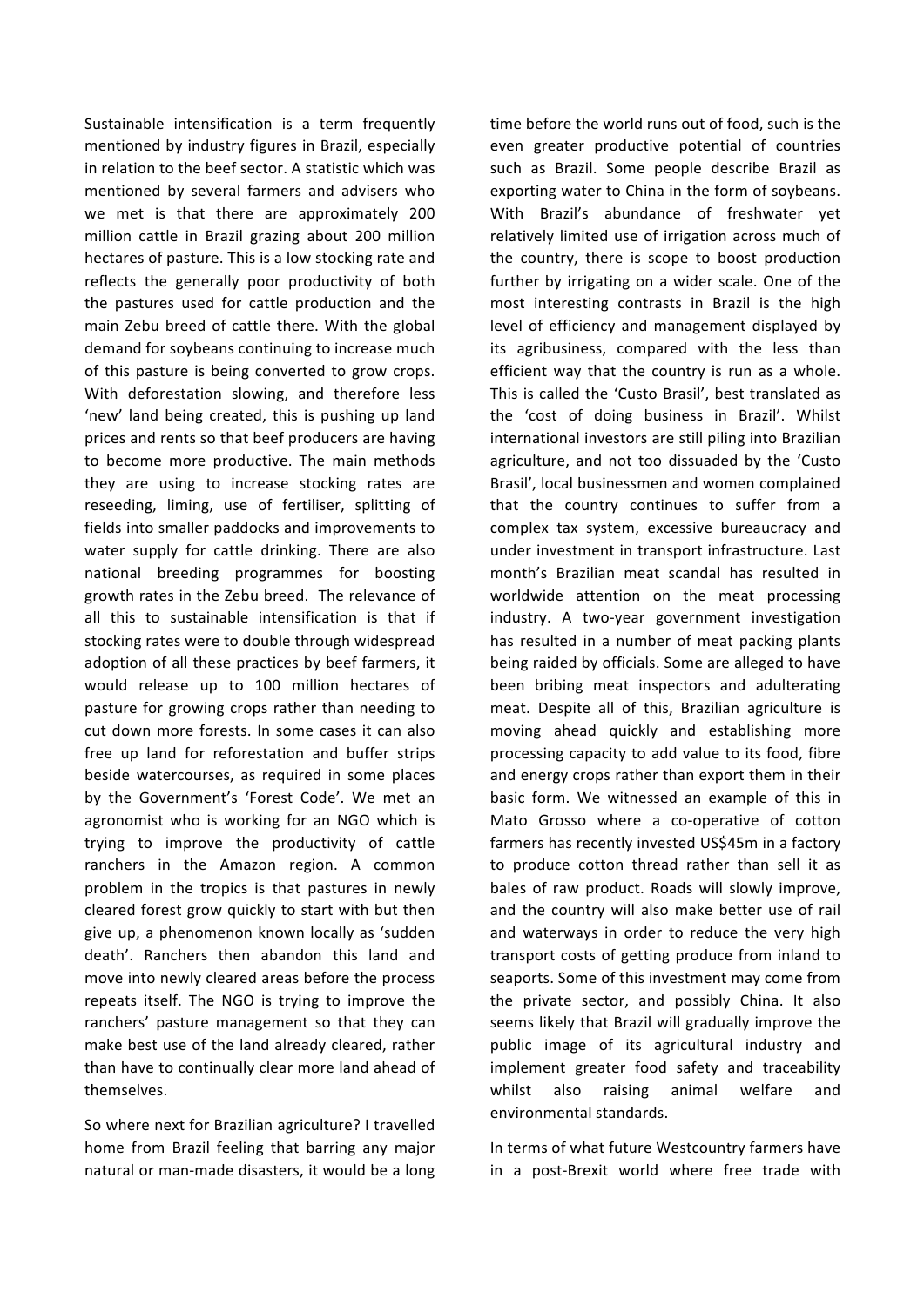Sustainable intensification is a term frequently mentioned by industry figures in Brazil, especially in relation to the beef sector. A statistic which was mentioned by several farmers and advisers who we met is that there are approximately 200 million cattle in Brazil grazing about 200 million hectares of pasture. This is a low stocking rate and reflects the generally poor productivity of both the pastures used for cattle production and the main Zebu breed of cattle there. With the global demand for soybeans continuing to increase much of this pasture is being converted to grow crops. With deforestation slowing, and therefore less 'new' land being created, this is pushing up land prices and rents so that beef producers are having to become more productive. The main methods they are using to increase stocking rates are reseeding, liming, use of fertiliser, splitting of fields into smaller paddocks and improvements to water supply for cattle drinking. There are also national breeding programmes for boosting growth rates in the Zebu breed. The relevance of all this to sustainable intensification is that if stocking rates were to double through widespread adoption of all these practices by beef farmers, it would release up to 100 million hectares of pasture for growing crops rather than needing to cut down more forests. In some cases it can also free up land for reforestation and buffer strips beside watercourses, as required in some places by the Government's 'Forest Code'. We met an agronomist who is working for an NGO which is trying to improve the productivity of cattle ranchers in the Amazon region. A common problem in the tropics is that pastures in newly cleared forest grow quickly to start with but then give up, a phenomenon known locally as 'sudden death'. Ranchers then abandon this land and move into newly cleared areas before the process repeats itself. The NGO is trying to improve the ranchers' pasture management so that they can make best use of the land already cleared, rather than have to continually clear more land ahead of themselves.

So where next for Brazilian agriculture? I travelled home from Brazil feeling that barring any major natural or man-made disasters, it would be a long time before the world runs out of food, such is the even greater productive potential of countries such as Brazil. Some people describe Brazil as exporting water to China in the form of soybeans. With Brazil's abundance of freshwater yet relatively limited use of irrigation across much of the country, there is scope to boost production further by irrigating on a wider scale. One of the most interesting contrasts in Brazil is the high level of efficiency and management displayed by its agribusiness, compared with the less than efficient way that the country is run as a whole. This is called the 'Custo Brasil', best translated as the 'cost of doing business in Brazil'. Whilst international investors are still piling into Brazilian agriculture, and not too dissuaded by the 'Custo Brasil', local businessmen and women complained that the country continues to suffer from a complex tax system, excessive bureaucracy and under investment in transport infrastructure. Last month's Brazilian meat scandal has resulted in worldwide attention on the meat processing industry. A two-year government investigation has resulted in a number of meat packing plants being raided by officials. Some are alleged to have been bribing meat inspectors and adulterating meat. Despite all of this, Brazilian agriculture is moving ahead quickly and establishing more processing capacity to add value to its food, fibre and energy crops rather than export them in their basic form. We witnessed an example of this in Mato Grosso where a co-operative of cotton farmers has recently invested US$45m in a factory to produce cotton thread rather than sell it as bales of raw product. Roads will slowly improve, and the country will also make better use of rail and waterways in order to reduce the very high transport costs of getting produce from inland to seaports. Some of this investment may come from the private sector, and possibly China. It also seems likely that Brazil will gradually improve the public image of its agricultural industry and implement greater food safety and traceability whilst also raising animal welfare and environmental standards.

In terms of what future Westcountry farmers have in a post-Brexit world where free trade with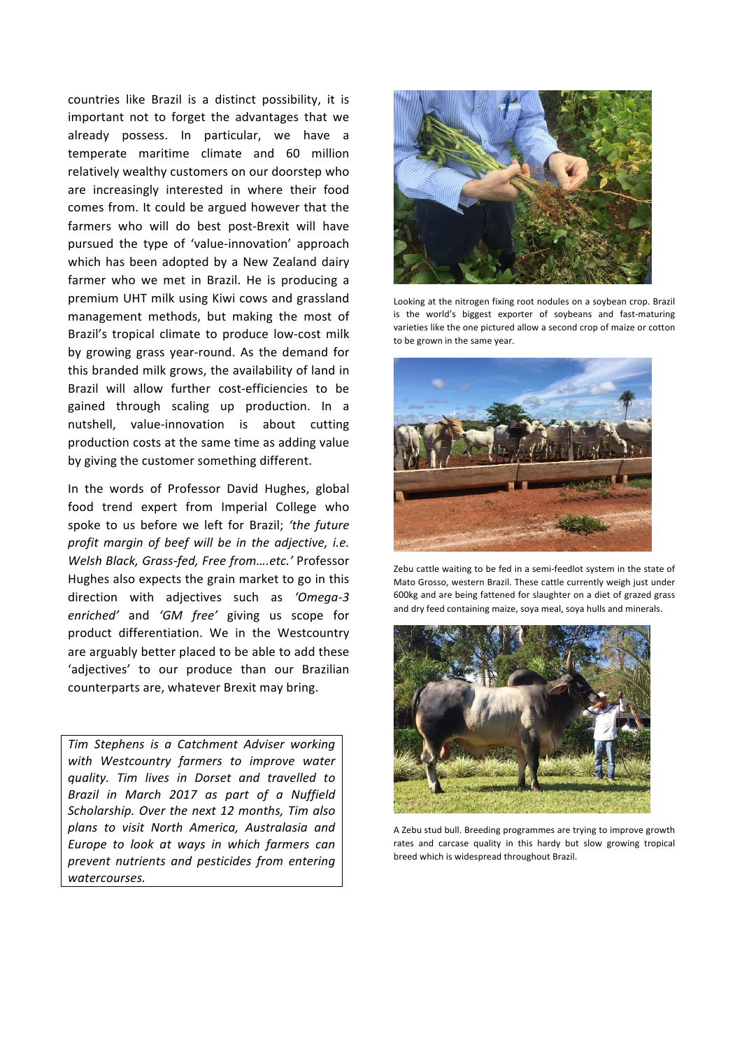countries like Brazil is a distinct possibility, it is important not to forget the advantages that we already possess. In particular, we have a temperate maritime climate and 60 million relatively wealthy customers on our doorstep who are increasingly interested in where their food comes from. It could be argued however that the farmers who will do best post-Brexit will have pursued the type of 'value-innovation' approach which has been adopted by a New Zealand dairy farmer who we met in Brazil. He is producing a premium UHT milk using Kiwi cows and grassland management methods, but making the most of Brazil's tropical climate to produce low-cost milk by growing grass year-round. As the demand for this branded milk grows, the availability of land in Brazil will allow further cost-efficiencies to be gained through scaling up production. In a nutshell, value-innovation is about cutting production costs at the same time as adding value by giving the customer something different.

In the words of Professor David Hughes, global food trend expert from Imperial College who spoke to us before we left for Brazil; *'the future profit margin of beef will be in the adjective, i.e. Welsh Black, Grass-fed, Free from….etc.'* Professor Hughes also expects the grain market to go in this direction with adjectives such as *'Omega-3 enriched'* and *'GM free'* giving us scope for product differentiation. We in the Westcountry are arguably better placed to be able to add these 'adjectives' to our produce than our Brazilian counterparts are, whatever Brexit may bring.

*Tim Stephens is a Catchment Adviser working with Westcountry farmers to improve water quality. Tim lives in Dorset and travelled to Brazil in March 2017 as part of a Nuffield Scholarship. Over the next 12 months, Tim also plans to visit North America, Australasia and Europe to look at ways in which farmers can prevent nutrients and pesticides from entering watercourses.*

Looking at the nitrogen fixing root nodules on a soybean crop. Brazil is the world's biggest exporter of soybeans and fast-maturing varieties like the one pictured allow a second crop of maize or cotton to be grown in the same year.

Zebu cattle waiting to be fed in a semi-feedlot system in the state of Mato Grosso, western Brazil. These cattle currently weigh just under 600kg and are being fattened for slaughter on a diet of grazed grass and dry feed containing maize, soya meal, soya hulls and minerals.

A Zebu stud bull. Breeding programmes are trying to improve growth rates and carcase quality in this hardy but slow growing tropical breed which is widespread throughout Brazil.